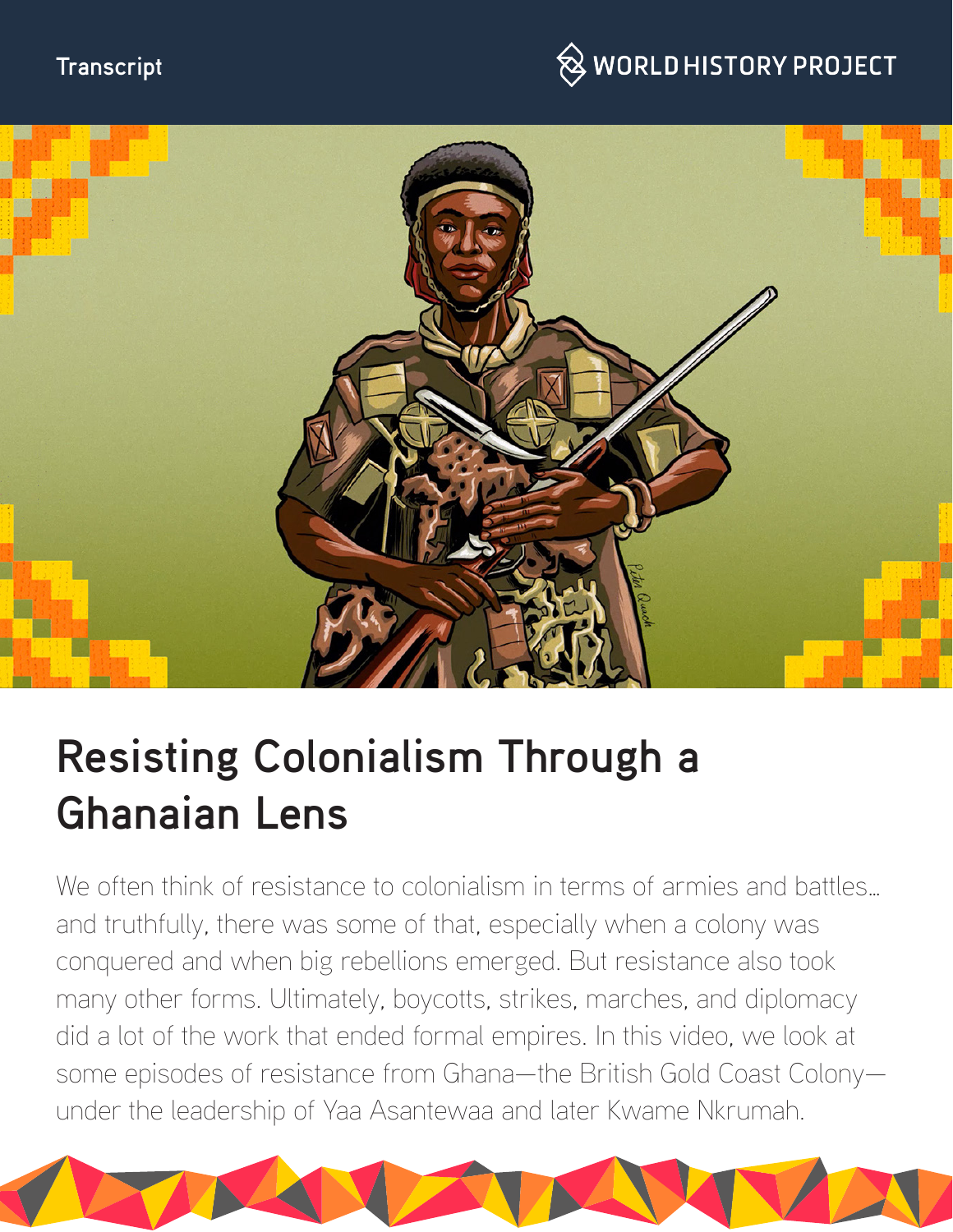Transcript

# Resisting Colonialism Through a Ghanaian Lens

We often think of resistance to colonialism in terms of armies and battles… and truthfully, there was some of that, especially when a colony was conquered and when big rebellions emerged. But resistance also took many other forms. Ultimately, boycotts, strikes, marches, and diplomacy did a lot of the work that ended formal empires. In this video, we look at some episodes of resistance from Ghana—the British Gold Coast Colony—under the leadership of Yaa Asantewaa and later Kwame Nkrumah.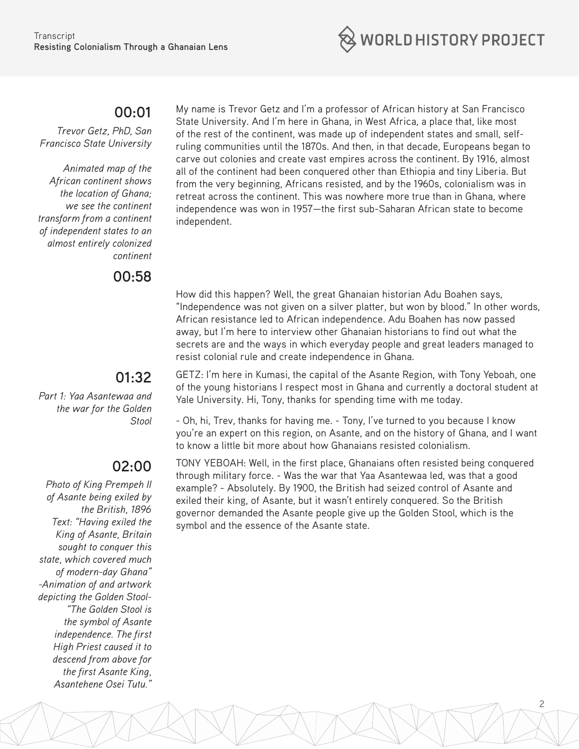**00:01**

*Trevor Getz, PhD, San Francisco State University*

*Animated map of the African continent shows the location of Ghana; we see the continent transform from a continent of independent states to an almost entirely colonized continent*

My name is Trevor Getz and I'm a professor of African history at San Francisco State University. And I'm here in Ghana, in West Africa, a place that, like most of the rest of the continent, was made up of independent states and small, self-ruling communities until the 1870s. And then, in that decade, Europeans began to carve out colonies and create vast empires across the continent. By 1916, almost all of the continent had been conquered other than Ethiopia and tiny Liberia. But from the very beginning, Africans resisted, and by the 1960s, colonialism was in retreat across the continent. This was nowhere more true than in Ghana, where independence was won in 1957—the first sub-Saharan African state to become independent.

**00:58**

How did this happen? Well, the great Ghanaian historian Adu Boahen says, "Independence was not given on a silver platter, but won by blood." In other words, African resistance led to African independence. Adu Boahen has now passed away, but I'm here to interview other Ghanaian historians to find out what the secrets are and the ways in which everyday people and great leaders managed to resist colonial rule and create independence in Ghana.

**01:32**

*Part 1: Yaa Asantewaa and the war for the Golden Stool*

GETZ: I'm here in Kumasi, the capital of the Asante Region, with Tony Yeboah, one of the young historians I respect most in Ghana and currently a doctoral student at Yale University. Hi, Tony, thanks for spending time with me today.

- Oh, hi, Trev, thanks for having me. - Tony, I've turned to you because I know you're an expert on this region, on Asante, and on the history of Ghana, and I want to know a little bit more about how Ghanaians resisted colonialism.

**02:00**

*Photo of King Prempeh II of Asante being exiled by the British, 1896*
*Text: "Having exiled the King of Asante, Britain sought to conquer this state, which covered much of modern-day Ghana"*
*-Animation of and artwork depicting the Golden Stool- "The Golden Stool is the symbol of Asante independence. The first High Priest caused it to descend from above for the first Asante King, Asantehene Osei Tutu."*

TONY YEBOAH: Well, in the first place, Ghanaians often resisted being conquered through military force. - Was the war that Yaa Asantewaa led, was that a good example? - Absolutely. By 1900, the British had seized control of Asante and exiled their king, of Asante, but it wasn't entirely conquered. So the British governor demanded the Asante people give up the Golden Stool, which is the symbol and the essence of the Asante state.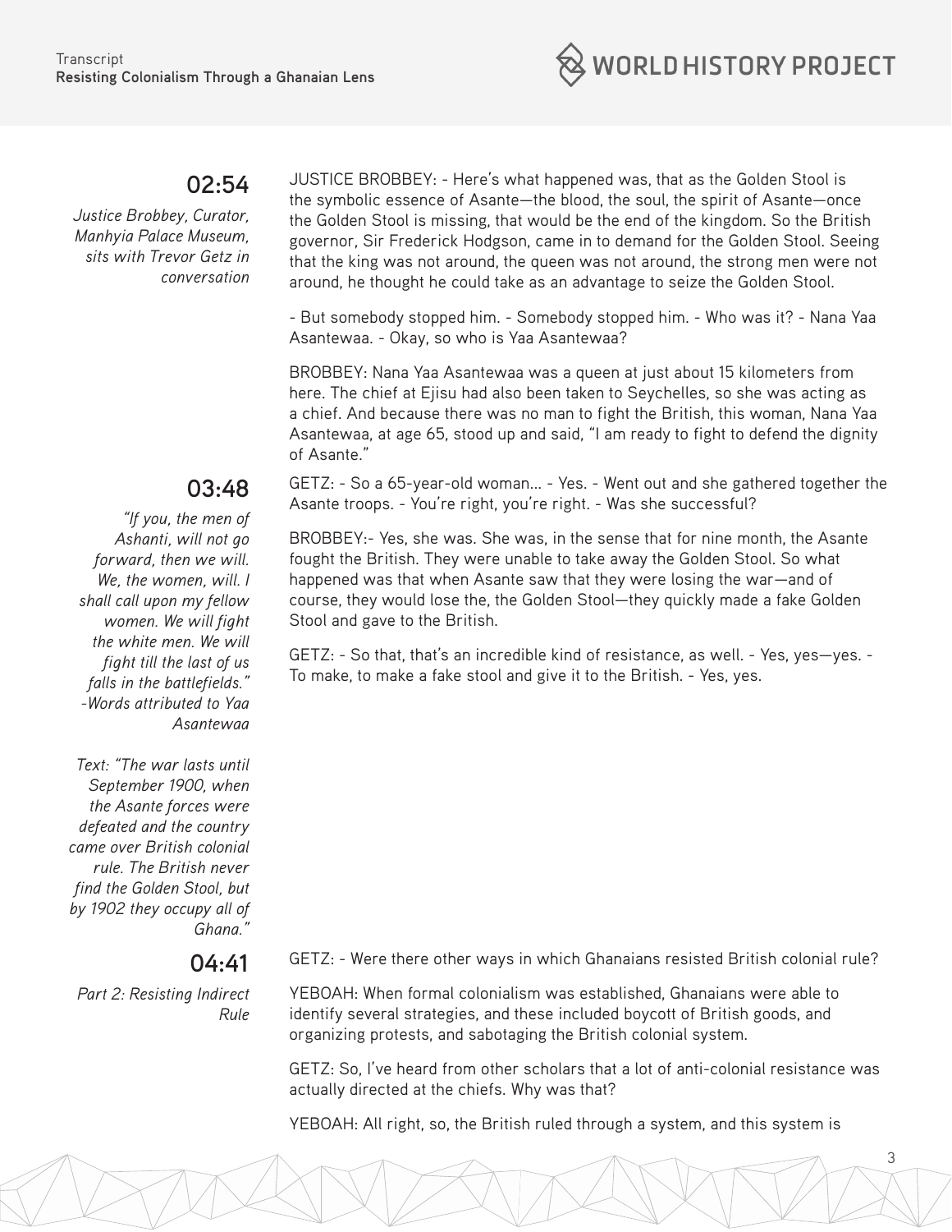**02:54**

*Justice Brobbey, Curator, Manhyia Palace Museum, sits with Trevor Getz in conversation*

JUSTICE BROBBEY: - Here's what happened was, that as the Golden Stool is the symbolic essence of Asante—the blood, the soul, the spirit of Asante—once the Golden Stool is missing, that would be the end of the kingdom. So the British governor, Sir Frederick Hodgson, came in to demand for the Golden Stool. Seeing that the king was not around, the queen was not around, the strong men were not around, he thought he could take as an advantage to seize the Golden Stool.

- But somebody stopped him. - Somebody stopped him. - Who was it? - Nana Yaa Asantewaa. - Okay, so who is Yaa Asantewaa?

BROBBEY: Nana Yaa Asantewaa was a queen at just about 15 kilometers from here. The chief at Ejisu had also been taken to Seychelles, so she was acting as a chief. And because there was no man to fight the British, this woman, Nana Yaa Asantewaa, at age 65, stood up and said, "I am ready to fight to defend the dignity of Asante."

**03:48**

*"If you, the men of Ashanti, will not go forward, then we will. We, the women, will. I shall call upon my fellow women. We will fight the white men. We will fight till the last of us falls in the battlefields." -Words attributed to Yaa Asantewaa*

*Text: "The war lasts until September 1900, when the Asante forces were defeated and the country came over British colonial rule. The British never find the Golden Stool, but by 1902 they occupy all of Ghana."*

GETZ: - So a 65-year-old woman... - Yes. - Went out and she gathered together the Asante troops. - You're right, you're right. - Was she successful?

BROBBEY:- Yes, she was. She was, in the sense that for nine month, the Asante fought the British. They were unable to take away the Golden Stool. So what happened was that when Asante saw that they were losing the war—and of course, they would lose the, the Golden Stool—they quickly made a fake Golden Stool and gave to the British.

GETZ: - So that, that's an incredible kind of resistance, as well. - Yes, yes—yes. - To make, to make a fake stool and give it to the British. - Yes, yes.

**04:41**

*Part 2: Resisting Indirect Rule*

GETZ: - Were there other ways in which Ghanaians resisted British colonial rule?

YEBOAH: When formal colonialism was established, Ghanaians were able to identify several strategies, and these included boycott of British goods, and organizing protests, and sabotaging the British colonial system.

GETZ: So, I've heard from other scholars that a lot of anti-colonial resistance was actually directed at the chiefs. Why was that?

YEBOAH: All right, so, the British ruled through a system, and this system is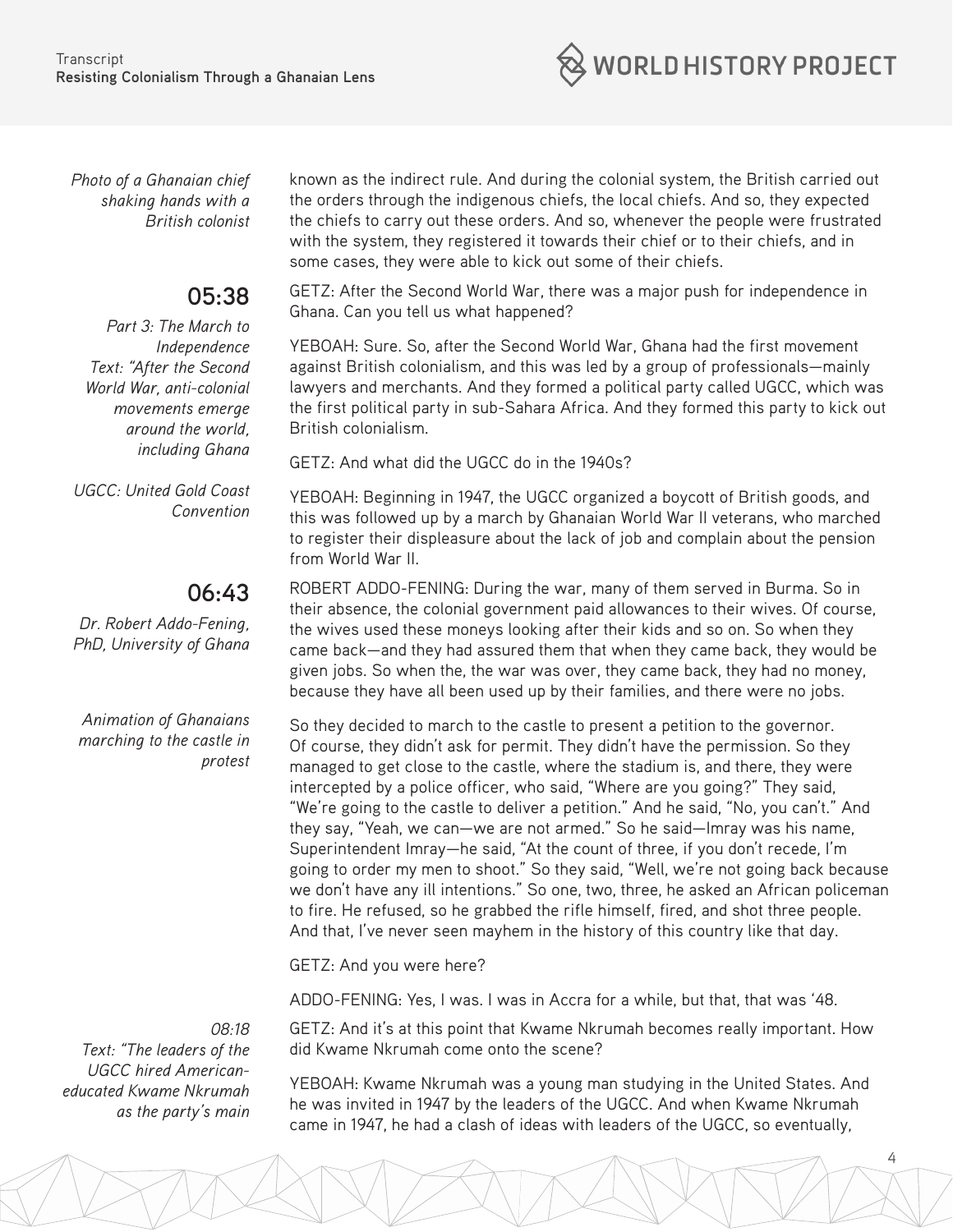*Photo of a Ghanaian chief shaking hands with a British colonist*

known as the indirect rule. And during the colonial system, the British carried out the orders through the indigenous chiefs, the local chiefs. And so, they expected the chiefs to carry out these orders. And so, whenever the people were frustrated with the system, they registered it towards their chief or to their chiefs, and in some cases, they were able to kick out some of their chiefs.

## 05:38

*Part 3: The March to Independence*
*Text: "After the Second World War, anti-colonial movements emerge around the world, including Ghana*

GETZ: After the Second World War, there was a major push for independence in Ghana. Can you tell us what happened?

YEBOAH: Sure. So, after the Second World War, Ghana had the first movement against British colonialism, and this was led by a group of professionals—mainly lawyers and merchants. And they formed a political party called UGCC, which was the first political party in sub-Sahara Africa. And they formed this party to kick out British colonialism.

*UGCC: United Gold Coast Convention*

GETZ: And what did the UGCC do in the 1940s?

YEBOAH: Beginning in 1947, the UGCC organized a boycott of British goods, and this was followed up by a march by Ghanaian World War II veterans, who marched to register their displeasure about the lack of job and complain about the pension from World War II.

## 06:43

*Dr. Robert Addo-Fening, PhD, University of Ghana*

ROBERT ADDO-FENING: During the war, many of them served in Burma. So in their absence, the colonial government paid allowances to their wives. Of course, the wives used these moneys looking after their kids and so on. So when they came back—and they had assured them that when they came back, they would be given jobs. So when the, the war was over, they came back, they had no money, because they have all been used up by their families, and there were no jobs.

*Animation of Ghanaians marching to the castle in protest*

So they decided to march to the castle to present a petition to the governor. Of course, they didn't ask for permit. They didn't have the permission. So they managed to get close to the castle, where the stadium is, and there, they were intercepted by a police officer, who said, "Where are you going?" They said, "We're going to the castle to deliver a petition." And he said, "No, you can't." And they say, "Yeah, we can—we are not armed." So he said—Imray was his name, Superintendent Imray—he said, "At the count of three, if you don't recede, I'm going to order my men to shoot." So they said, "Well, we're not going back because we don't have any ill intentions." So one, two, three, he asked an African policeman to fire. He refused, so he grabbed the rifle himself, fired, and shot three people. And that, I've never seen mayhem in the history of this country like that day.

GETZ: And you were here?

ADDO-FENING: Yes, I was. I was in Accra for a while, but that, that was '48.

*08:18*
*Text: "The leaders of the UGCC hired American-educated Kwame Nkrumah as the party's main*

GETZ: And it's at this point that Kwame Nkrumah becomes really important. How did Kwame Nkrumah come onto the scene?

YEBOAH: Kwame Nkrumah was a young man studying in the United States. And he was invited in 1947 by the leaders of the UGCC. And when Kwame Nkrumah came in 1947, he had a clash of ideas with leaders of the UGCC, so eventually,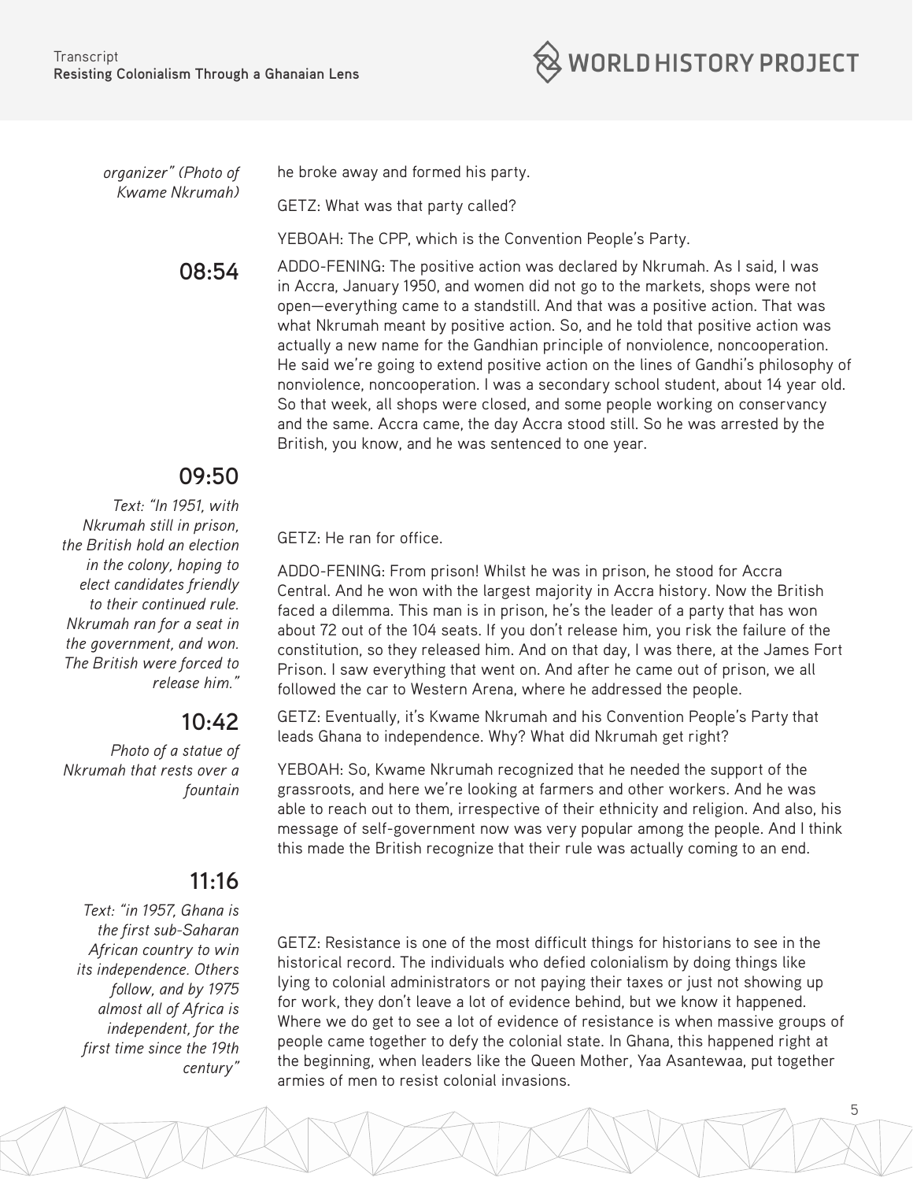*organizer" (Photo of Kwame Nkrumah)*

he broke away and formed his party.

GETZ: What was that party called?

YEBOAH: The CPP, which is the Convention People's Party.

**08:54**

ADDO-FENING: The positive action was declared by Nkrumah. As I said, I was in Accra, January 1950, and women did not go to the markets, shops were not open—everything came to a standstill. And that was a positive action. That was what Nkrumah meant by positive action. So, and he told that positive action was actually a new name for the Gandhian principle of nonviolence, noncooperation. He said we're going to extend positive action on the lines of Gandhi's philosophy of nonviolence, noncooperation. I was a secondary school student, about 14 year old. So that week, all shops were closed, and some people working on conservancy and the same. Accra came, the day Accra stood still. So he was arrested by the British, you know, and he was sentenced to one year.

**09:50**

*Text: "In 1951, with Nkrumah still in prison, the British hold an election in the colony, hoping to elect candidates friendly to their continued rule. Nkrumah ran for a seat in the government, and won. The British were forced to release him."*

GETZ: He ran for office.

ADDO-FENING: From prison! Whilst he was in prison, he stood for Accra Central. And he won with the largest majority in Accra history. Now the British faced a dilemma. This man is in prison, he's the leader of a party that has won about 72 out of the 104 seats. If you don't release him, you risk the failure of the constitution, so they released him. And on that day, I was there, at the James Fort Prison. I saw everything that went on. And after he came out of prison, we all followed the car to Western Arena, where he addressed the people.

**10:42**

*Photo of a statue of Nkrumah that rests over a fountain*

GETZ: Eventually, it's Kwame Nkrumah and his Convention People's Party that leads Ghana to independence. Why? What did Nkrumah get right?

YEBOAH: So, Kwame Nkrumah recognized that he needed the support of the grassroots, and here we're looking at farmers and other workers. And he was able to reach out to them, irrespective of their ethnicity and religion. And also, his message of self-government now was very popular among the people. And I think this made the British recognize that their rule was actually coming to an end.

**11:16**

*Text: "in 1957, Ghana is the first sub-Saharan African country to win its independence. Others follow, and by 1975 almost all of Africa is independent, for the first time since the 19th century"*

GETZ: Resistance is one of the most difficult things for historians to see in the historical record. The individuals who defied colonialism by doing things like lying to colonial administrators or not paying their taxes or just not showing up for work, they don't leave a lot of evidence behind, but we know it happened. Where we do get to see a lot of evidence of resistance is when massive groups of people came together to defy the colonial state. In Ghana, this happened right at the beginning, when leaders like the Queen Mother, Yaa Asantewaa, put together armies of men to resist colonial invasions.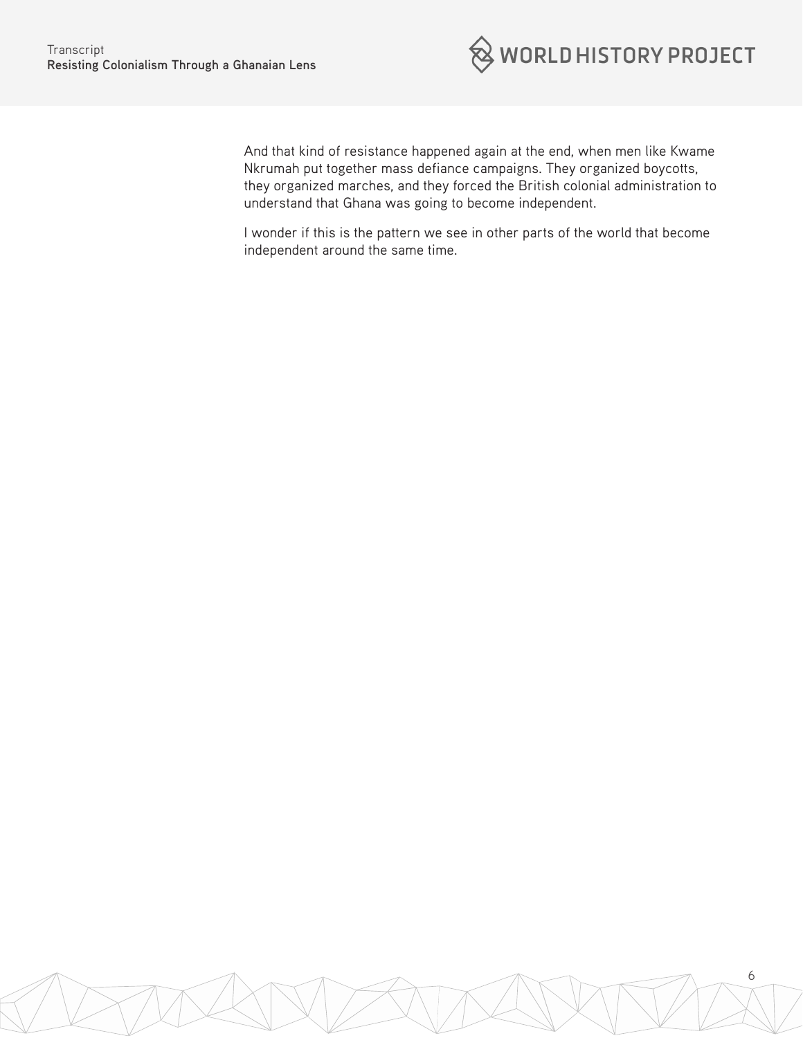And that kind of resistance happened again at the end, when men like Kwame Nkrumah put together mass defiance campaigns. They organized boycotts, they organized marches, and they forced the British colonial administration to understand that Ghana was going to become independent.

I wonder if this is the pattern we see in other parts of the world that become independent around the same time.